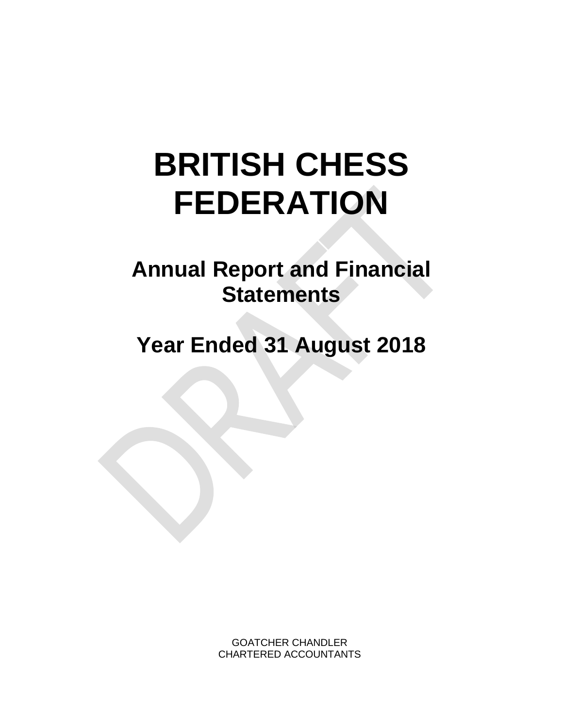# BRITISH CHESS FEDERATION

## Annual Report and Financial Statements

## Year Ended 31 August 2018

DRAFT

GOATCHER CHANDLER
CHARTERED ACCOUNTANTS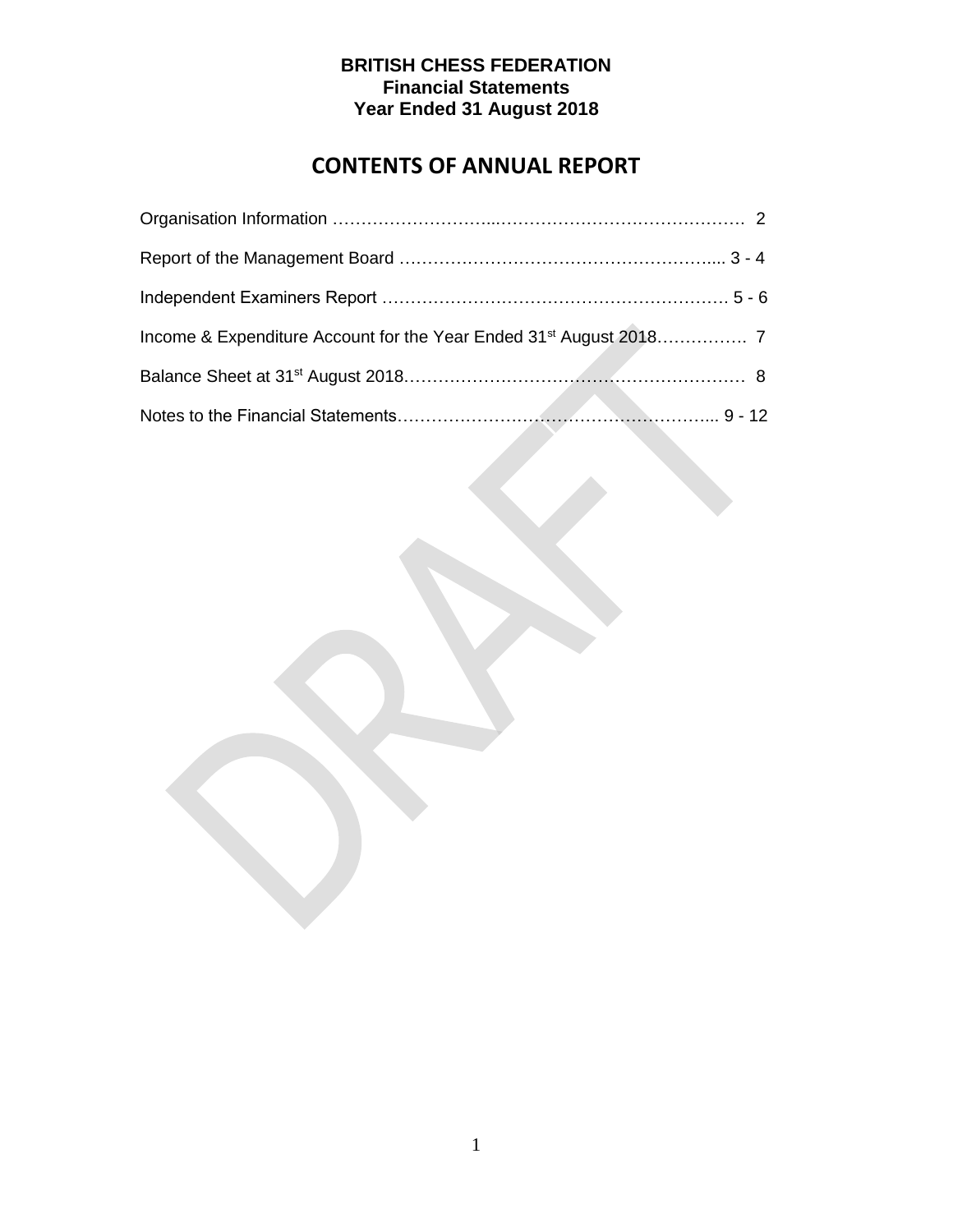**BRITISH CHESS FEDERATION**
**Financial Statements**
**Year Ended 31 August 2018**

# CONTENTS OF ANNUAL REPORT

Organisation Information ……………………...…………………………………… 2

Report of the Management Board ………………………………………………..... 3 - 4

Independent Examiners Report …………………………………………………… 5 - 6

Income & Expenditure Account for the Year Ended 31st August 2018……………. 7

Balance Sheet at 31st August 2018…………………………………………………… 8

Notes to the Financial Statements………………………………………………... 9 - 12

DRAFT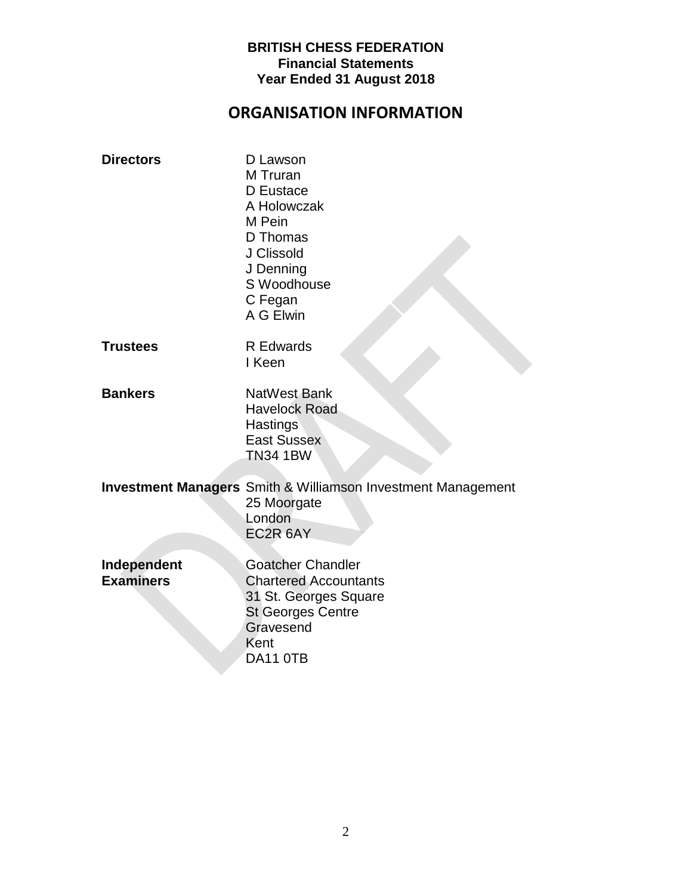**BRITISH CHESS FEDERATION**
**Financial Statements**
**Year Ended 31 August 2018**

## ORGANISATION INFORMATION

**Directors**
D Lawson
M Truran
D Eustace
A Holowczak
M Pein
D Thomas
J Clissold
J Denning
S Woodhouse
C Fegan
A G Elwin

**Trustees**
R Edwards
I Keen

**Bankers**
NatWest Bank
Havelock Road
Hastings
East Sussex
TN34 1BW

**Investment Managers**
Smith & Williamson Investment Management
25 Moorgate
London
EC2R 6AY

**Independent Examiners**
Goatcher Chandler
Chartered Accountants
31 St. Georges Square
St Georges Centre
Gravesend
Kent
DA11 0TB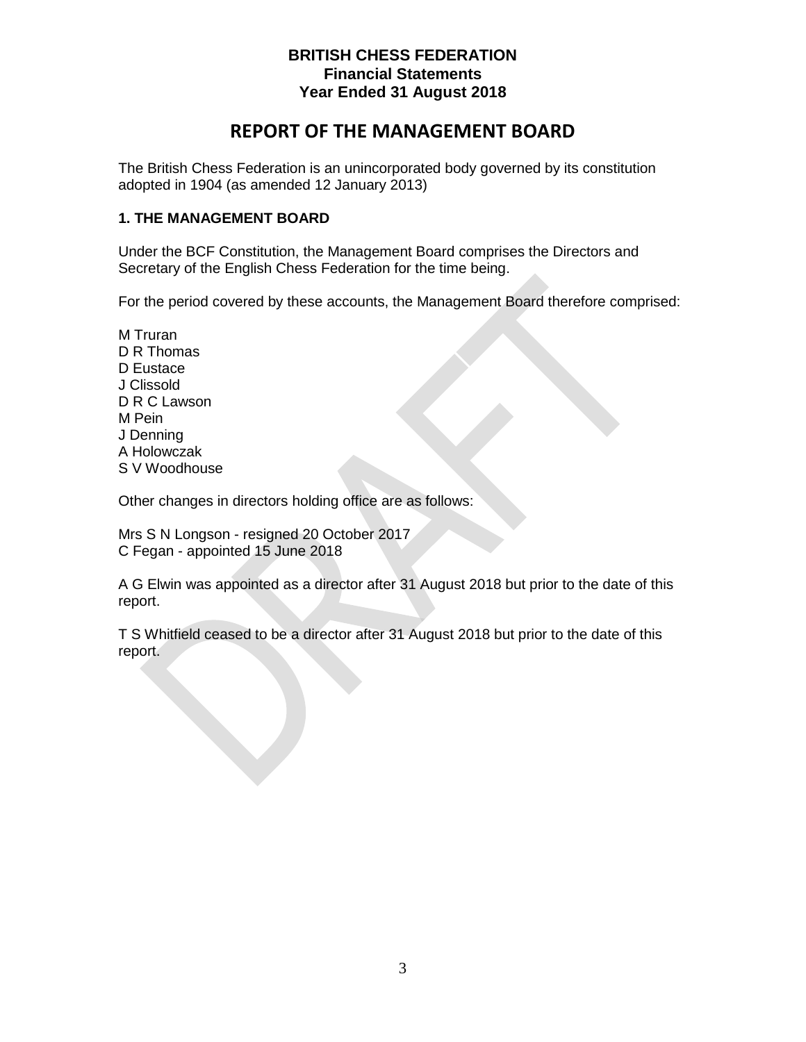**BRITISH CHESS FEDERATION**
**Financial Statements**
**Year Ended 31 August 2018**

# REPORT OF THE MANAGEMENT BOARD

The British Chess Federation is an unincorporated body governed by its constitution adopted in 1904 (as amended 12 January 2013)

### 1. THE MANAGEMENT BOARD

Under the BCF Constitution, the Management Board comprises the Directors and Secretary of the English Chess Federation for the time being.

For the period covered by these accounts, the Management Board therefore comprised:

M Truran
D R Thomas
D Eustace
J Clissold
D R C Lawson
M Pein
J Denning
A Holowczak
S V Woodhouse

Other changes in directors holding office are as follows:

Mrs S N Longson - resigned 20 October 2017
C Fegan - appointed 15 June 2018

A G Elwin was appointed as a director after 31 August 2018 but prior to the date of this report.

T S Whitfield ceased to be a director after 31 August 2018 but prior to the date of this report.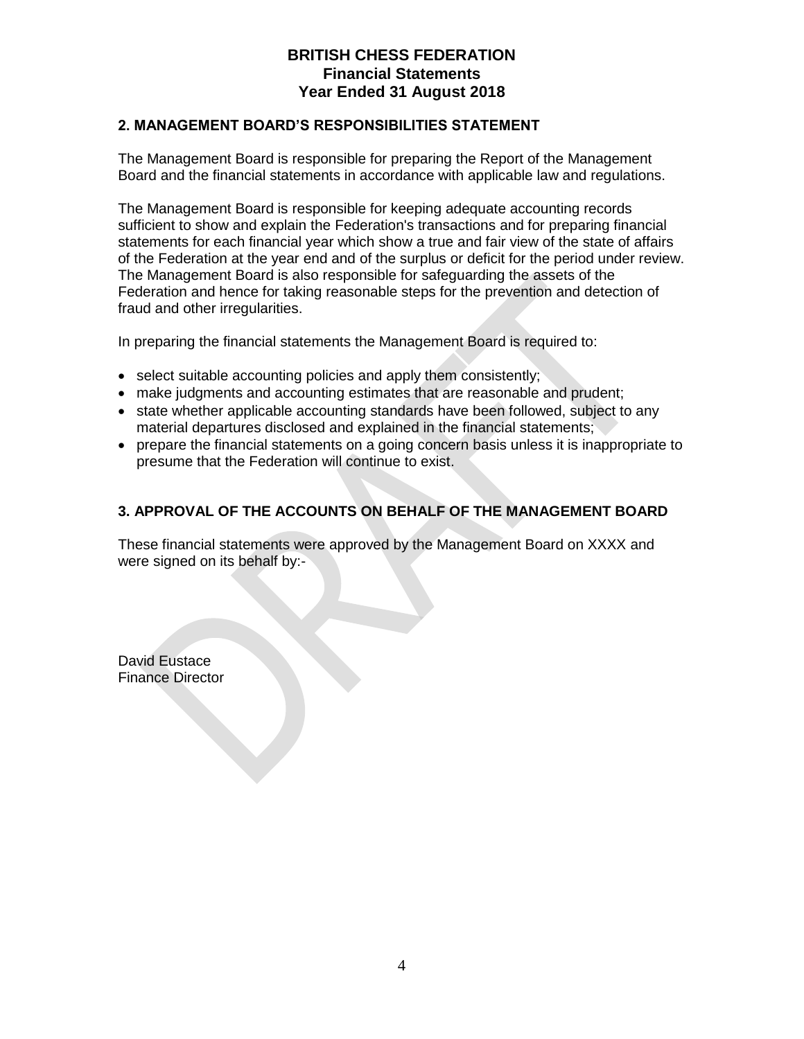## 2. MANAGEMENT BOARD'S RESPONSIBILITIES STATEMENT

The Management Board is responsible for preparing the Report of the Management Board and the financial statements in accordance with applicable law and regulations.

The Management Board is responsible for keeping adequate accounting records sufficient to show and explain the Federation's transactions and for preparing financial statements for each financial year which show a true and fair view of the state of affairs of the Federation at the year end and of the surplus or deficit for the period under review. The Management Board is also responsible for safeguarding the assets of the Federation and hence for taking reasonable steps for the prevention and detection of fraud and other irregularities.

In preparing the financial statements the Management Board is required to:

- select suitable accounting policies and apply them consistently;
- make judgments and accounting estimates that are reasonable and prudent;
- state whether applicable accounting standards have been followed, subject to any material departures disclosed and explained in the financial statements;
- prepare the financial statements on a going concern basis unless it is inappropriate to presume that the Federation will continue to exist.

## 3. APPROVAL OF THE ACCOUNTS ON BEHALF OF THE MANAGEMENT BOARD

These financial statements were approved by the Management Board on XXXX and were signed on its behalf by:-

David Eustace
Finance Director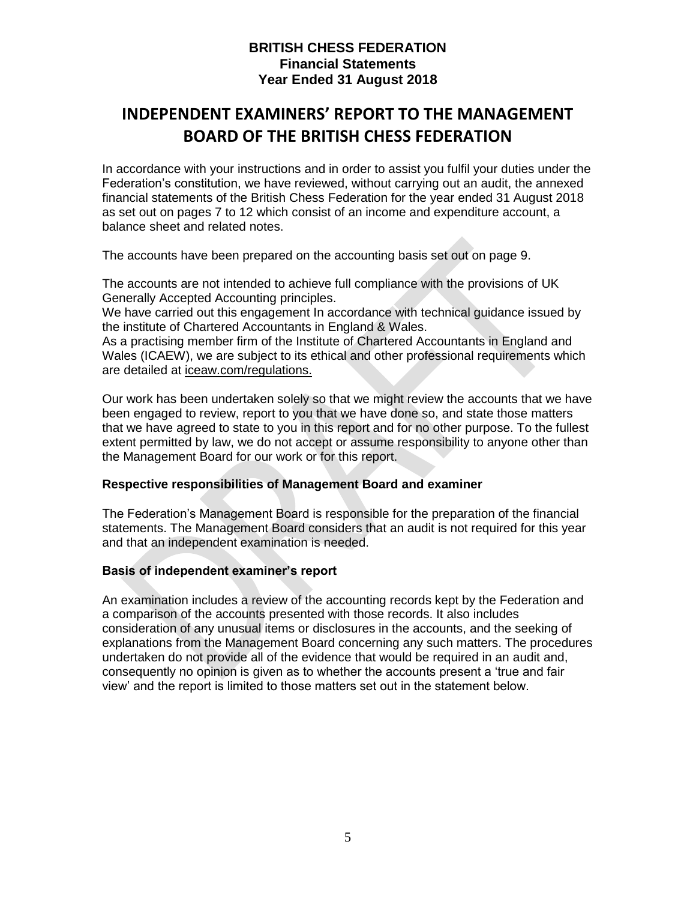# INDEPENDENT EXAMINERS' REPORT TO THE MANAGEMENT BOARD OF THE BRITISH CHESS FEDERATION

In accordance with your instructions and in order to assist you fulfil your duties under the Federation's constitution, we have reviewed, without carrying out an audit, the annexed financial statements of the British Chess Federation for the year ended 31 August 2018 as set out on pages 7 to 12 which consist of an income and expenditure account, a balance sheet and related notes.

The accounts have been prepared on the accounting basis set out on page 9.

The accounts are not intended to achieve full compliance with the provisions of UK Generally Accepted Accounting principles.
We have carried out this engagement In accordance with technical guidance issued by the institute of Chartered Accountants in England & Wales.
As a practising member firm of the Institute of Chartered Accountants in England and Wales (ICAEW), we are subject to its ethical and other professional requirements which are detailed at iceaw.com/regulations.

Our work has been undertaken solely so that we might review the accounts that we have been engaged to review, report to you that we have done so, and state those matters that we have agreed to state to you in this report and for no other purpose. To the fullest extent permitted by law, we do not accept or assume responsibility to anyone other than the Management Board for our work or for this report.

### Respective responsibilities of Management Board and examiner

The Federation's Management Board is responsible for the preparation of the financial statements. The Management Board considers that an audit is not required for this year and that an independent examination is needed.

### Basis of independent examiner's report

An examination includes a review of the accounting records kept by the Federation and a comparison of the accounts presented with those records. It also includes consideration of any unusual items or disclosures in the accounts, and the seeking of explanations from the Management Board concerning any such matters. The procedures undertaken do not provide all of the evidence that would be required in an audit and, consequently no opinion is given as to whether the accounts present a 'true and fair view' and the report is limited to those matters set out in the statement below.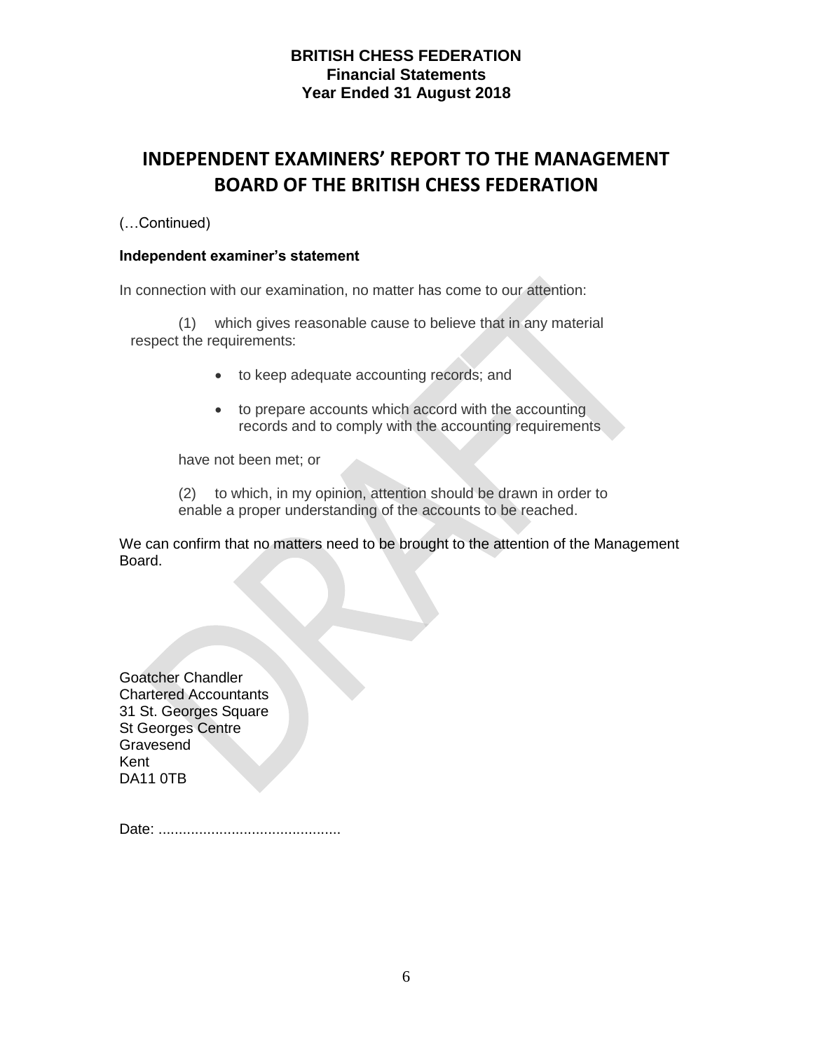# INDEPENDENT EXAMINERS' REPORT TO THE MANAGEMENT BOARD OF THE BRITISH CHESS FEDERATION

(…Continued)

**Independent examiner's statement**

In connection with our examination, no matter has come to our attention:

(1) which gives reasonable cause to believe that in any material respect the requirements:

- to keep adequate accounting records; and
- to prepare accounts which accord with the accounting records and to comply with the accounting requirements

have not been met; or

(2) to which, in my opinion, attention should be drawn in order to enable a proper understanding of the accounts to be reached.

We can confirm that no matters need to be brought to the attention of the Management Board.

Goatcher Chandler
Chartered Accountants
31 St. Georges Square
St Georges Centre
Gravesend
Kent
DA11 0TB

Date: ............................................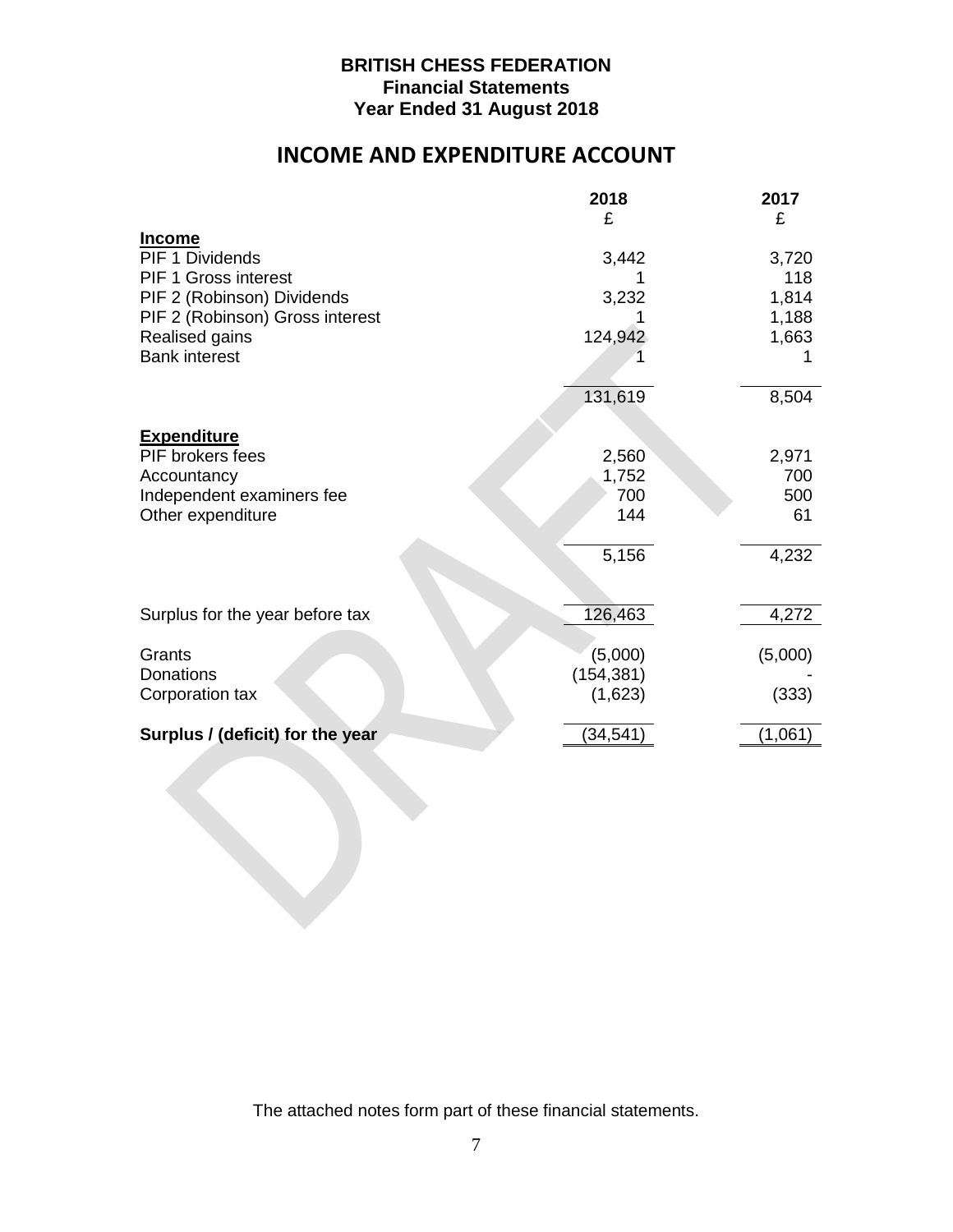**BRITISH CHESS FEDERATION**
**Financial Statements**
**Year Ended 31 August 2018**

# INCOME AND EXPENDITURE ACCOUNT

| | 2018 | 2017 |
|---|---|---|
| | £ | £ |
| **Income** | | |
| PIF 1 Dividends | 3,442 | 3,720 |
| PIF 1 Gross interest | 1 | 118 |
| PIF 2 (Robinson) Dividends | 3,232 | 1,814 |
| PIF 2 (Robinson) Gross interest | 1 | 1,188 |
| Realised gains | 124,942 | 1,663 |
| Bank interest | 1 | 1 |
| | 131,619 | 8,504 |
| **Expenditure** | | |
| PIF brokers fees | 2,560 | 2,971 |
| Accountancy | 1,752 | 700 |
| Independent examiners fee | 700 | 500 |
| Other expenditure | 144 | 61 |
| | 5,156 | 4,232 |
| Surplus for the year before tax | 126,463 | 4,272 |
| Grants | (5,000) | (5,000) |
| Donations | (154,381) | - |
| Corporation tax | (1,623) | (333) |
| **Surplus / (deficit) for the year** | (34,541) | (1,061) |

The attached notes form part of these financial statements.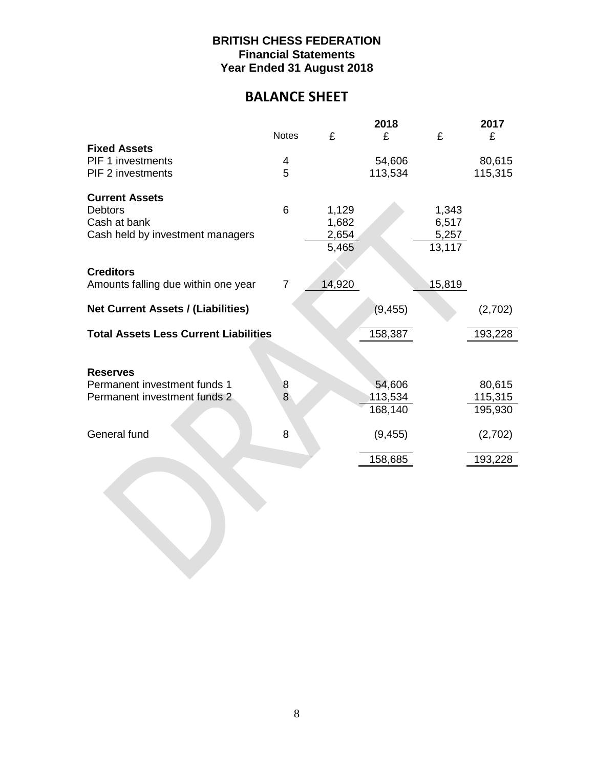**BRITISH CHESS FEDERATION**
**Financial Statements**
**Year Ended 31 August 2018**

# BALANCE SHEET

| | Notes | 2018 £ | 2018 £ | 2017 £ | 2017 £ |
|---|---|---|---|---|---|
| **Fixed Assets** | | | | | |
| PIF 1 investments | 4 | | 54,606 | | 80,615 |
| PIF 2 investments | 5 | | 113,534 | | 115,315 |
| | | | | | |
| **Current Assets** | | | | | |
| Debtors | 6 | 1,129 | | 1,343 | |
| Cash at bank | | 1,682 | | 6,517 | |
| Cash held by investment managers | | 2,654 | | 5,257 | |
| | | 5,465 | | 13,117 | |
| | | | | | |
| **Creditors** | | | | | |
| Amounts falling due within one year | 7 | 14,920 | | 15,819 | |
| | | | | | |
| **Net Current Assets / (Liabilities)** | | | (9,455) | | (2,702) |
| | | | | | |
| **Total Assets Less Current Liabilities** | | | 158,387 | | 193,228 |
| | | | | | |
| **Reserves** | | | | | |
| Permanent investment funds 1 | 8 | | 54,606 | | 80,615 |
| Permanent investment funds 2 | 8 | | 113,534 | | 115,315 |
| | | | 168,140 | | 195,930 |
| | | | | | |
| General fund | 8 | | (9,455) | | (2,702) |
| | | | | | |
| | | | 158,685 | | 193,228 |

DRAFT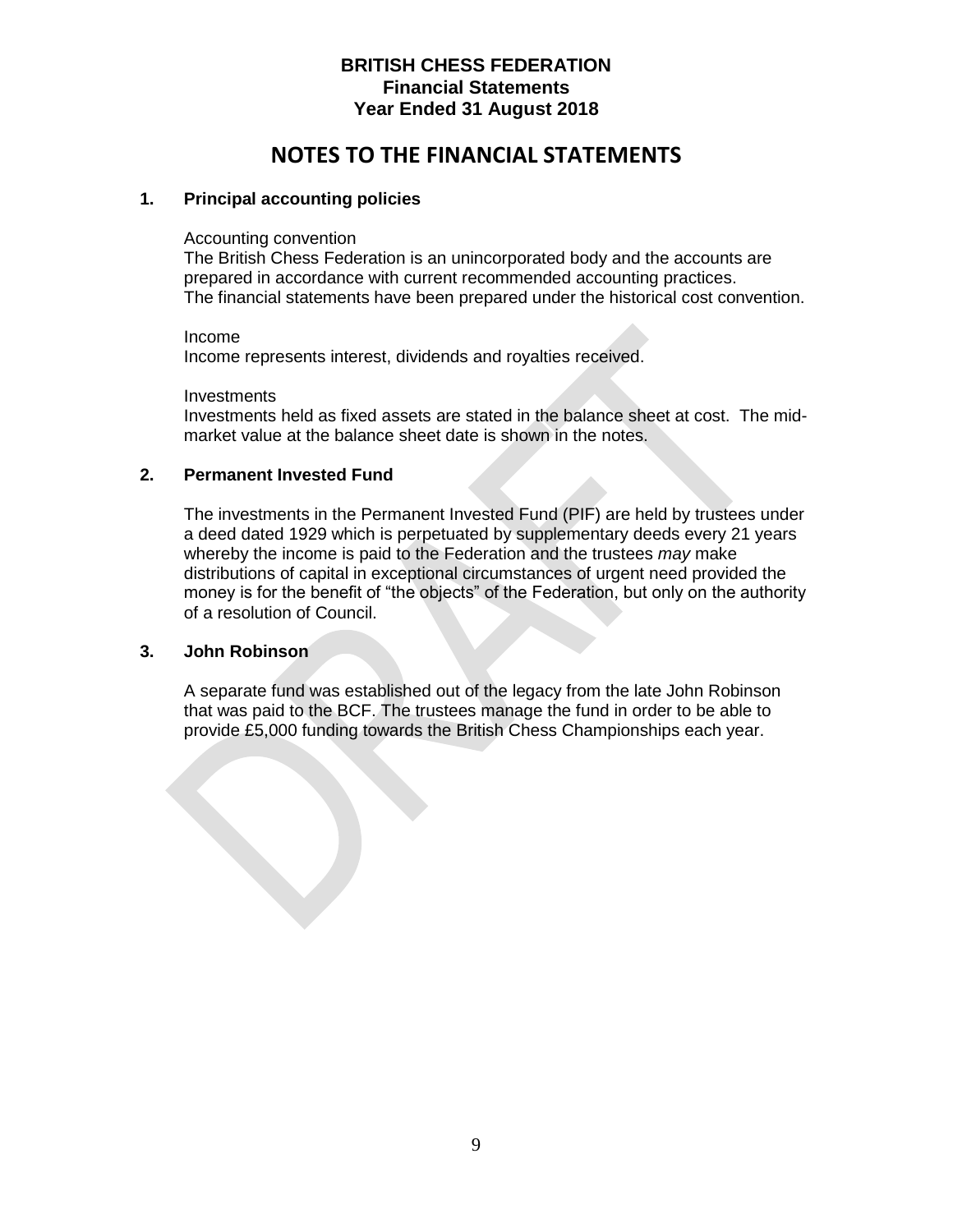**BRITISH CHESS FEDERATION**
**Financial Statements**
**Year Ended 31 August 2018**

# NOTES TO THE FINANCIAL STATEMENTS

## 1. Principal accounting policies

Accounting convention
The British Chess Federation is an unincorporated body and the accounts are prepared in accordance with current recommended accounting practices.
The financial statements have been prepared under the historical cost convention.

Income
Income represents interest, dividends and royalties received.

Investments
Investments held as fixed assets are stated in the balance sheet at cost. The mid-market value at the balance sheet date is shown in the notes.

## 2. Permanent Invested Fund

The investments in the Permanent Invested Fund (PIF) are held by trustees under a deed dated 1929 which is perpetuated by supplementary deeds every 21 years whereby the income is paid to the Federation and the trustees *may* make distributions of capital in exceptional circumstances of urgent need provided the money is for the benefit of "the objects" of the Federation, but only on the authority of a resolution of Council.

## 3. John Robinson

A separate fund was established out of the legacy from the late John Robinson that was paid to the BCF. The trustees manage the fund in order to be able to provide £5,000 funding towards the British Chess Championships each year.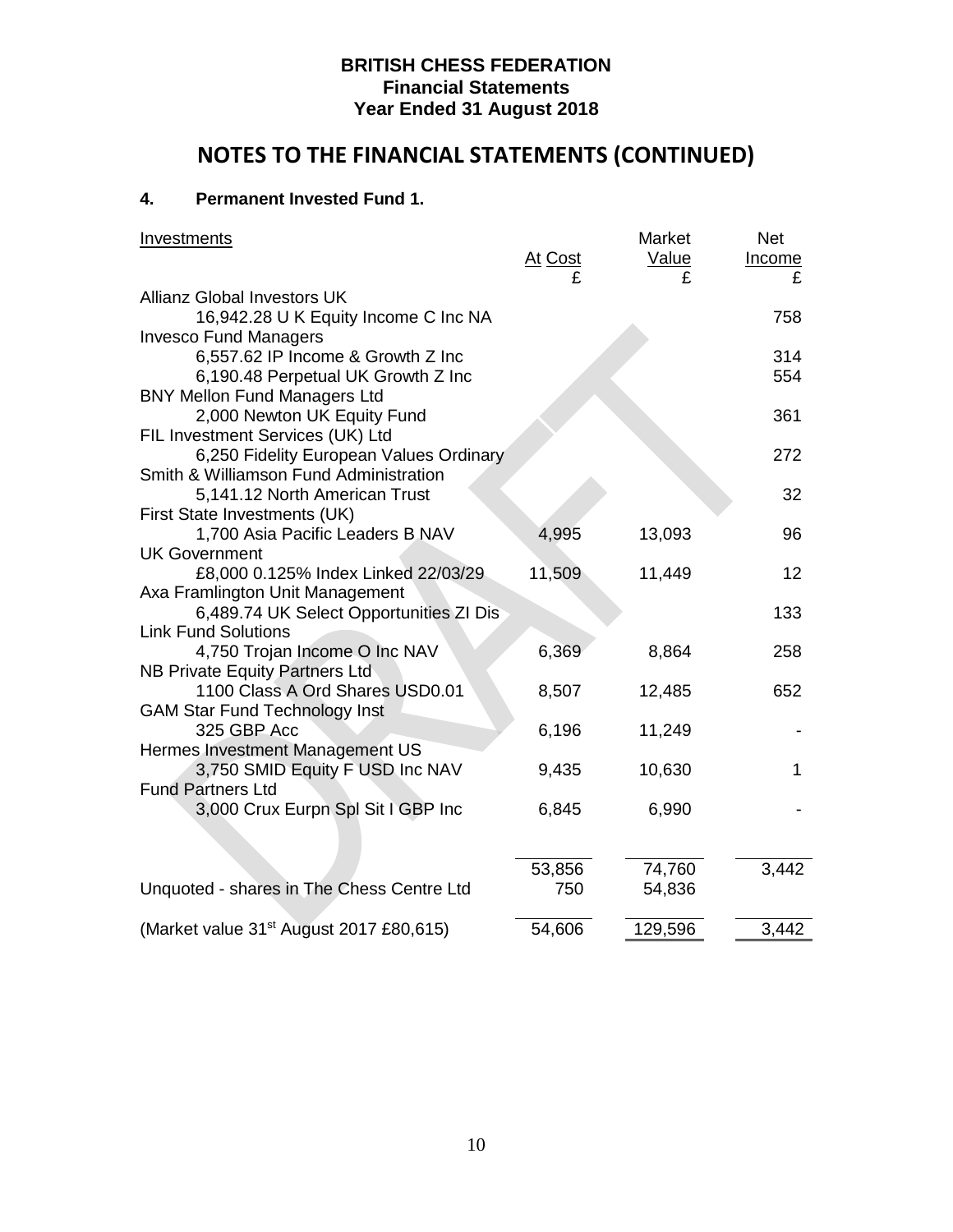**BRITISH CHESS FEDERATION**
**Financial Statements**
**Year Ended 31 August 2018**

# NOTES TO THE FINANCIAL STATEMENTS (CONTINUED)

## 4. Permanent Invested Fund 1.

| Investments | At Cost £ | Market Value £ | Net Income £ |
|---|---|---|---|
| Allianz Global Investors UK | | | |
| 16,942.28 U K Equity Income C Inc NA | | | 758 |
| Invesco Fund Managers | | | |
| 6,557.62 IP Income & Growth Z Inc | | | 314 |
| 6,190.48 Perpetual UK Growth Z Inc | | | 554 |
| BNY Mellon Fund Managers Ltd | | | |
| 2,000 Newton UK Equity Fund | | | 361 |
| FIL Investment Services (UK) Ltd | | | |
| 6,250 Fidelity European Values Ordinary | | | 272 |
| Smith & Williamson Fund Administration | | | |
| 5,141.12 North American Trust | | | 32 |
| First State Investments (UK) | | | |
| 1,700 Asia Pacific Leaders B NAV | 4,995 | 13,093 | 96 |
| UK Government | | | |
| £8,000 0.125% Index Linked 22/03/29 | 11,509 | 11,449 | 12 |
| Axa Framlington Unit Management | | | |
| 6,489.74 UK Select Opportunities ZI Dis | | | 133 |
| Link Fund Solutions | | | |
| 4,750 Trojan Income O Inc NAV | 6,369 | 8,864 | 258 |
| NB Private Equity Partners Ltd | | | |
| 1100 Class A Ord Shares USD0.01 | 8,507 | 12,485 | 652 |
| GAM Star Fund Technology Inst | | | |
| 325 GBP Acc | 6,196 | 11,249 | - |
| Hermes Investment Management US | | | |
| 3,750 SMID Equity F USD Inc NAV | 9,435 | 10,630 | 1 |
| Fund Partners Ltd | | | |
| 3,000 Crux Eurpn Spl Sit I GBP Inc | 6,845 | 6,990 | - |
| | 53,856 | 74,760 | 3,442 |
| Unquoted - shares in The Chess Centre Ltd | 750 | 54,836 | |
| (Market value 31st August 2017 £80,615) | 54,606 | 129,596 | 3,442 |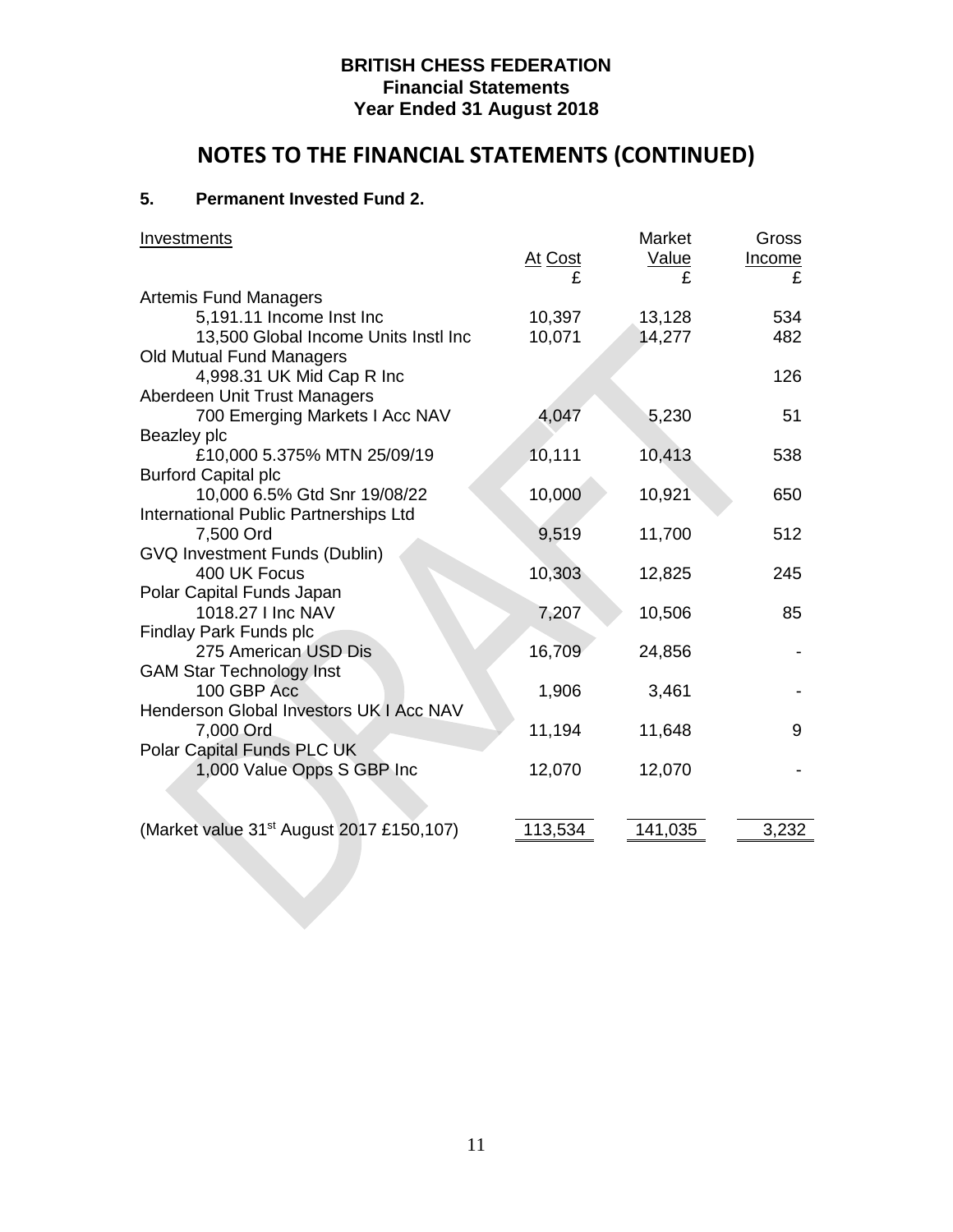**BRITISH CHESS FEDERATION**
**Financial Statements**
**Year Ended 31 August 2018**

# NOTES TO THE FINANCIAL STATEMENTS (CONTINUED)

## 5. Permanent Invested Fund 2.

| Investments | At Cost £ | Market Value £ | Gross Income £ |
|---|---|---|---|
| Artemis Fund Managers | | | |
| 5,191.11 Income Inst Inc | 10,397 | 13,128 | 534 |
| 13,500 Global Income Units Instl Inc | 10,071 | 14,277 | 482 |
| Old Mutual Fund Managers | | | |
| 4,998.31 UK Mid Cap R Inc | | | 126 |
| Aberdeen Unit Trust Managers | | | |
| 700 Emerging Markets I Acc NAV | 4,047 | 5,230 | 51 |
| Beazley plc | | | |
| £10,000 5.375% MTN 25/09/19 | 10,111 | 10,413 | 538 |
| Burford Capital plc | | | |
| 10,000 6.5% Gtd Snr 19/08/22 | 10,000 | 10,921 | 650 |
| International Public Partnerships Ltd | | | |
| 7,500 Ord | 9,519 | 11,700 | 512 |
| GVQ Investment Funds (Dublin) | | | |
| 400 UK Focus | 10,303 | 12,825 | 245 |
| Polar Capital Funds Japan | | | |
| 1018.27 I Inc NAV | 7,207 | 10,506 | 85 |
| Findlay Park Funds plc | | | |
| 275 American USD Dis | 16,709 | 24,856 | - |
| GAM Star Technology Inst | | | |
| 100 GBP Acc | 1,906 | 3,461 | - |
| Henderson Global Investors UK I Acc NAV | | | |
| 7,000 Ord | 11,194 | 11,648 | 9 |
| Polar Capital Funds PLC UK | | | |
| 1,000 Value Opps S GBP Inc | 12,070 | 12,070 | - |
| (Market value 31st August 2017 £150,107) | 113,534 | 141,035 | 3,232 |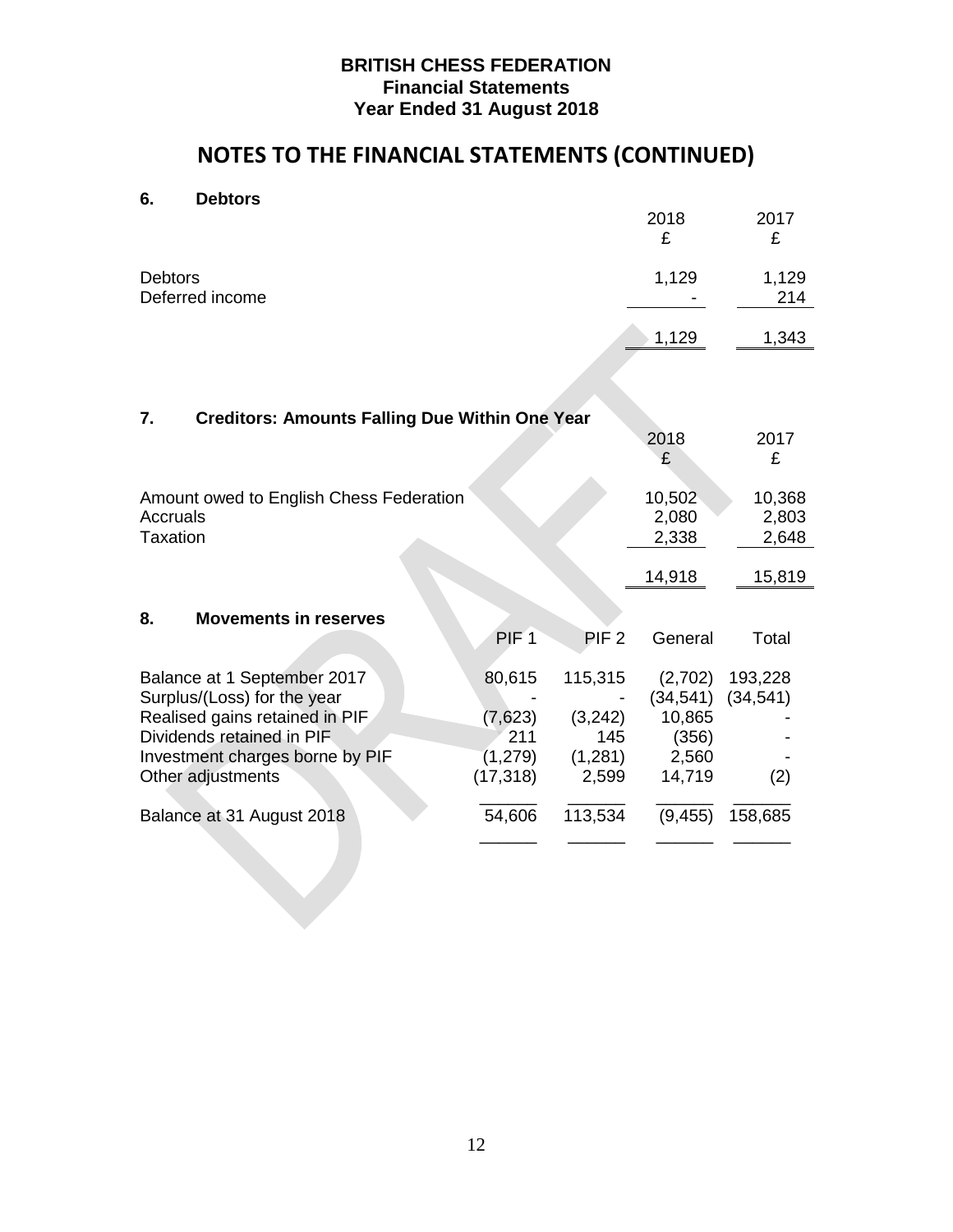**BRITISH CHESS FEDERATION**
**Financial Statements**
**Year Ended 31 August 2018**

# NOTES TO THE FINANCIAL STATEMENTS (CONTINUED)

## 6. Debtors

| | 2018 £ | 2017 £ |
|---|---|---|
| Debtors | 1,129 | 1,129 |
| Deferred income | - | 214 |
| | 1,129 | 1,343 |

## 7. Creditors: Amounts Falling Due Within One Year

| | 2018 £ | 2017 £ |
|---|---|---|
| Amount owed to English Chess Federation | 10,502 | 10,368 |
| Accruals | 2,080 | 2,803 |
| Taxation | 2,338 | 2,648 |
| | 14,918 | 15,819 |

## 8. Movements in reserves

| | PIF 1 | PIF 2 | General | Total |
|---|---|---|---|---|
| Balance at 1 September 2017 | 80,615 | 115,315 | (2,702) | 193,228 |
| Surplus/(Loss) for the year | - | - | (34,541) | (34,541) |
| Realised gains retained in PIF | (7,623) | (3,242) | 10,865 | - |
| Dividends retained in PIF | 211 | 145 | (356) | - |
| Investment charges borne by PIF | (1,279) | (1,281) | 2,560 | - |
| Other adjustments | (17,318) | 2,599 | 14,719 | (2) |
| Balance at 31 August 2018 | 54,606 | 113,534 | (9,455) | 158,685 |

DRAFT